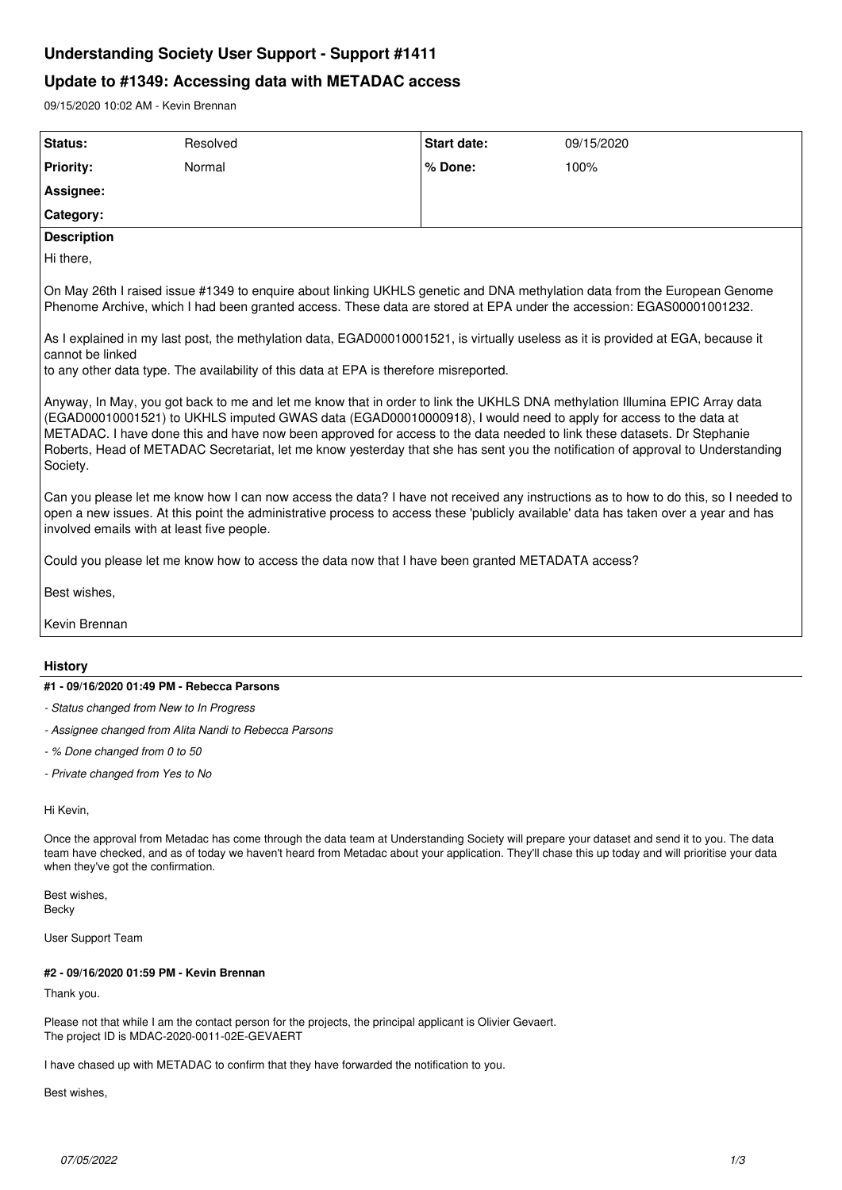# Understanding Society User Support - Support #1411

## Update to #1349: Accessing data with METADAC access

09/15/2020 10:02 AM - Kevin Brennan

| Status: | Resolved | Start date: | 09/15/2020 |
| --- | --- | --- | --- |
| Priority: | Normal | % Done: | 100% |
| Assignee: | | | |
| Category: | | | |

**Description**

Hi there,

On May 26th I raised issue #1349 to enquire about linking UKHLS genetic and DNA methylation data from the European Genome Phenome Archive, which I had been granted access. These data are stored at EPA under the accession: EGAS00001001232.

As I explained in my last post, the methylation data, EGAD00010001521, is virtually useless as it is provided at EGA, because it cannot be linked
to any other data type. The availability of this data at EPA is therefore misreported.

Anyway, In May, you got back to me and let me know that in order to link the UKHLS DNA methylation Illumina EPIC Array data (EGAD00010001521) to UKHLS imputed GWAS data (EGAD00010000918), I would need to apply for access to the data at METADAC. I have done this and have now been approved for access to the data needed to link these datasets. Dr Stephanie Roberts, Head of METADAC Secretariat, let me know yesterday that she has sent you the notification of approval to Understanding Society.

Can you please let me know how I can now access the data? I have not received any instructions as to how to do this, so I needed to open a new issues. At this point the administrative process to access these 'publicly available' data has taken over a year and has involved emails with at least five people.

Could you please let me know how to access the data now that I have been granted METADATA access?

Best wishes,

Kevin Brennan

## History

### #1 - 09/16/2020 01:49 PM - Rebecca Parsons

- *Status changed from New to In Progress*
- *Assignee changed from Alita Nandi to Rebecca Parsons*
- *% Done changed from 0 to 50*
- *Private changed from Yes to No*

Hi Kevin,

Once the approval from Metadac has come through the data team at Understanding Society will prepare your dataset and send it to you. The data team have checked, and as of today we haven't heard from Metadac about your application. They'll chase this up today and will prioritise your data when they've got the confirmation.

Best wishes,
Becky

User Support Team

### #2 - 09/16/2020 01:59 PM - Kevin Brennan

Thank you.

Please not that while I am the contact person for the projects, the principal applicant is Olivier Gevaert.
The project ID is MDAC-2020-0011-02E-GEVAERT

I have chased up with METADAC to confirm that they have forwarded the notification to you.

Best wishes,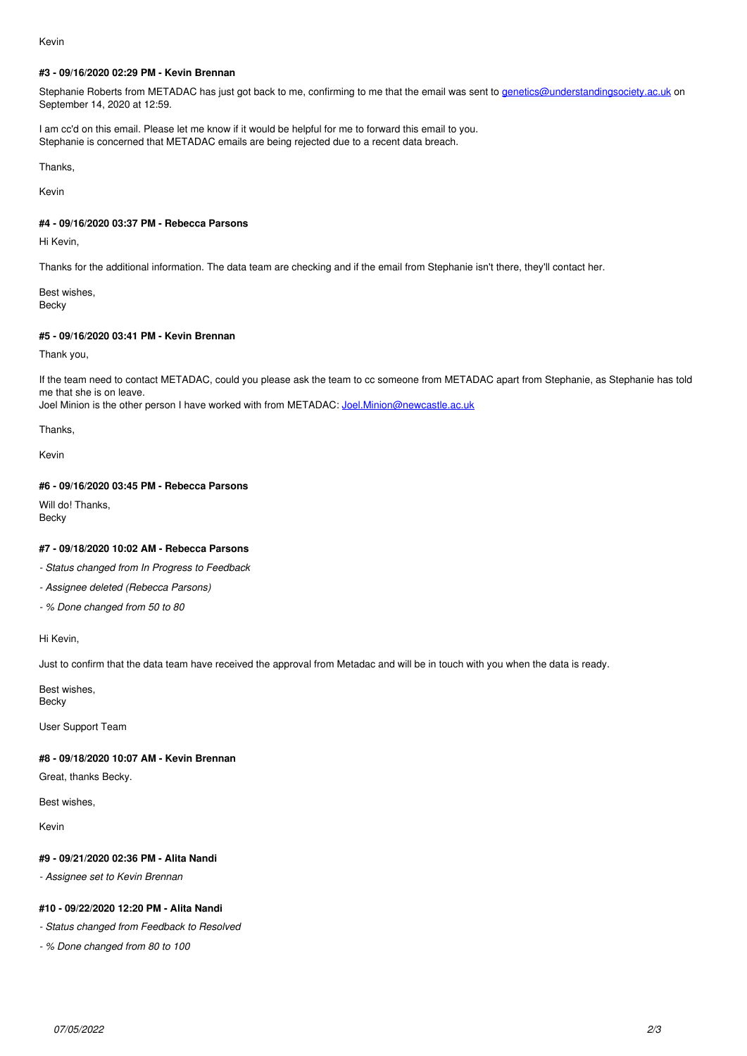Kevin

#### #3 - 09/16/2020 02:29 PM - Kevin Brennan

Stephanie Roberts from METADAC has just got back to me, confirming to me that the email was sent to genetics@understandingsociety.ac.uk on September 14, 2020 at 12:59.

I am cc'd on this email. Please let me know if it would be helpful for me to forward this email to you.
Stephanie is concerned that METADAC emails are being rejected due to a recent data breach.

Thanks,

Kevin

#### #4 - 09/16/2020 03:37 PM - Rebecca Parsons

Hi Kevin,

Thanks for the additional information. The data team are checking and if the email from Stephanie isn't there, they'll contact her.

Best wishes,
Becky

#### #5 - 09/16/2020 03:41 PM - Kevin Brennan

Thank you,

If the team need to contact METADAC, could you please ask the team to cc someone from METADAC apart from Stephanie, as Stephanie has told me that she is on leave.
Joel Minion is the other person I have worked with from METADAC: Joel.Minion@newcastle.ac.uk

Thanks,

Kevin

#### #6 - 09/16/2020 03:45 PM - Rebecca Parsons

Will do! Thanks,
Becky

#### #7 - 09/18/2020 10:02 AM - Rebecca Parsons

- *Status changed from In Progress to Feedback*
- *Assignee deleted (Rebecca Parsons)*
- *% Done changed from 50 to 80*

Hi Kevin,

Just to confirm that the data team have received the approval from Metadac and will be in touch with you when the data is ready.

Best wishes,
Becky

User Support Team

#### #8 - 09/18/2020 10:07 AM - Kevin Brennan

Great, thanks Becky.

Best wishes,

Kevin

#### #9 - 09/21/2020 02:36 PM - Alita Nandi

- *Assignee set to Kevin Brennan*

#### #10 - 09/22/2020 12:20 PM - Alita Nandi

- *Status changed from Feedback to Resolved*
- *% Done changed from 80 to 100*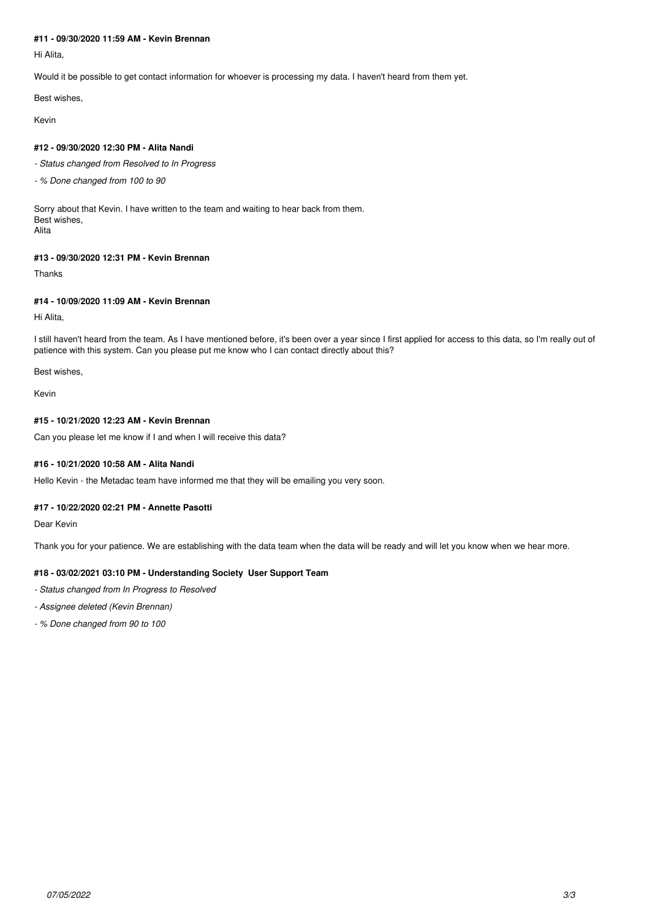#### #11 - 09/30/2020 11:59 AM - Kevin Brennan

Hi Alita,

Would it be possible to get contact information for whoever is processing my data. I haven't heard from them yet.

Best wishes,

Kevin

#### #12 - 09/30/2020 12:30 PM - Alita Nandi

*- Status changed from Resolved to In Progress*

*- % Done changed from 100 to 90*

Sorry about that Kevin. I have written to the team and waiting to hear back from them.
Best wishes,
Alita

#### #13 - 09/30/2020 12:31 PM - Kevin Brennan

Thanks

#### #14 - 10/09/2020 11:09 AM - Kevin Brennan

Hi Alita,

I still haven't heard from the team. As I have mentioned before, it's been over a year since I first applied for access to this data, so I'm really out of patience with this system. Can you please put me know who I can contact directly about this?

Best wishes,

Kevin

#### #15 - 10/21/2020 12:23 AM - Kevin Brennan

Can you please let me know if I and when I will receive this data?

#### #16 - 10/21/2020 10:58 AM - Alita Nandi

Hello Kevin - the Metadac team have informed me that they will be emailing you very soon.

#### #17 - 10/22/2020 02:21 PM - Annette Pasotti

Dear Kevin

Thank you for your patience. We are establishing with the data team when the data will be ready and will let you know when we hear more.

#### #18 - 03/02/2021 03:10 PM - Understanding Society User Support Team

*- Status changed from In Progress to Resolved*

*- Assignee deleted (Kevin Brennan)*

*- % Done changed from 90 to 100*